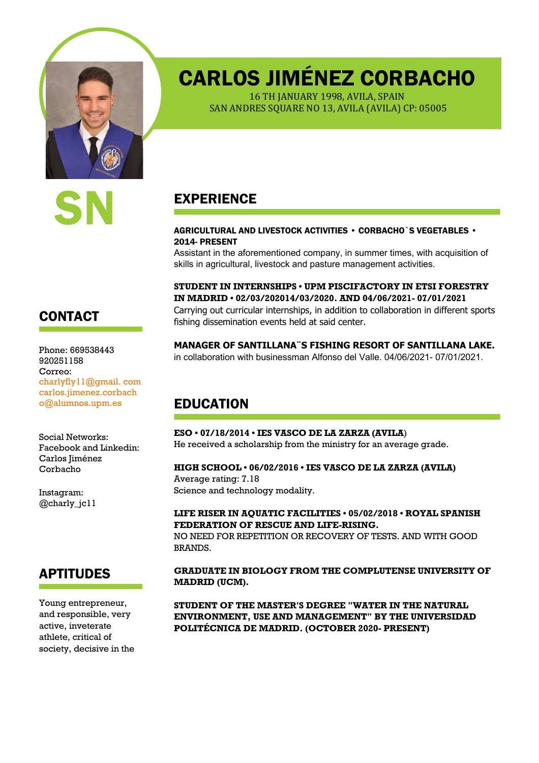# CARLOS JIMÉNEZ CORBACHO

16 TH JANUARY 1998, AVILA, SPAIN
SAN ANDRES SQUARE NO 13, AVILA (AVILA) CP: 05005

SN

## CONTACT

Phone: 669538443
920251158
Correo:
charlyfly11@gmail. com
carlos.jimenez.corbacho@alumnos.upm.es

Social Networks:
Facebook and Linkedin:
Carlos Jiménez Corbacho

Instagram:
@charly_jc11

## APTITUDES

Young entrepreneur, and responsible, very active, inveterate athlete, critical of society, decisive in the

## EXPERIENCE

**AGRICULTURAL AND LIVESTOCK ACTIVITIES • CORBACHO`S VEGETABLES • 2014- PRESENT**
Assistant in the aforementioned company, in summer times, with acquisition of skills in agricultural, livestock and pasture management activities.

**STUDENT IN INTERNSHIPS • UPM PISCIFACTORY IN ETSI FORESTRY IN MADRID • 02/03/202014/03/2020. AND 04/06/2021- 07/01/2021**
Carrying out curricular internships, in addition to collaboration in different sports fishing dissemination events held at said center.

**MANAGER OF SANTILLANA¨S FISHING RESORT OF SANTILLANA LAKE.**
in collaboration with businessman Alfonso del Valle. 04/06/2021- 07/01/2021.

## EDUCATION

**ESO • 07/18/2014 • IES VASCO DE LA ZARZA (AVILA)**
He received a scholarship from the ministry for an average grade.

**HIGH SCHOOL • 06/02/2016 • IES VASCO DE LA ZARZA (AVILA)**
Average rating: 7.18
Science and technology modality.

**LIFE RISER IN AQUATIC FACILITIES • 05/02/2018 • ROYAL SPANISH FEDERATION OF RESCUE AND LIFE-RISING.**
NO NEED FOR REPETITION OR RECOVERY OF TESTS. AND WITH GOOD BRANDS.

**GRADUATE IN BIOLOGY FROM THE COMPLUTENSE UNIVERSITY OF MADRID (UCM).**

**STUDENT OF THE MASTER'S DEGREE "WATER IN THE NATURAL ENVIRONMENT, USE AND MANAGEMENT" BY THE UNIVERSIDAD POLITÉCNICA DE MADRID. (OCTOBER 2020- PRESENT)**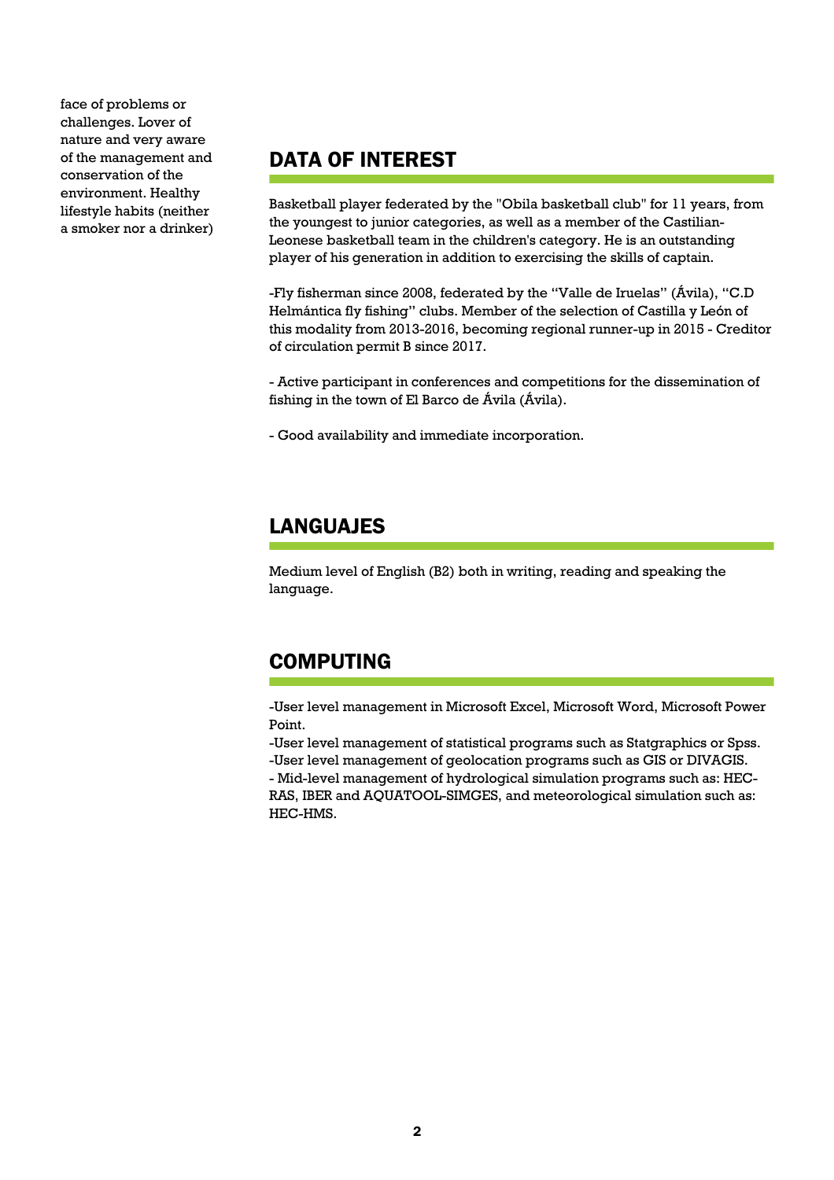face of problems or challenges. Lover of nature and very aware of the management and conservation of the environment. Healthy lifestyle habits (neither a smoker nor a drinker)

## DATA OF INTEREST

Basketball player federated by the "Obila basketball club" for 11 years, from the youngest to junior categories, as well as a member of the Castilian-Leonese basketball team in the children's category. He is an outstanding player of his generation in addition to exercising the skills of captain.

-Fly fisherman since 2008, federated by the "Valle de Iruelas" (Ávila), "C.D Helmántica fly fishing" clubs. Member of the selection of Castilla y León of this modality from 2013-2016, becoming regional runner-up in 2015 - Creditor of circulation permit B since 2017.

- Active participant in conferences and competitions for the dissemination of fishing in the town of El Barco de Ávila (Ávila).

- Good availability and immediate incorporation.

## LANGUAJES

Medium level of English (B2) both in writing, reading and speaking the language.

## COMPUTING

-User level management in Microsoft Excel, Microsoft Word, Microsoft Power Point.
-User level management of statistical programs such as Statgraphics or Spss.
-User level management of geolocation programs such as GIS or DIVAGIS.
- Mid-level management of hydrological simulation programs such as: HEC-RAS, IBER and AQUATOOL-SIMGES, and meteorological simulation such as: HEC-HMS.